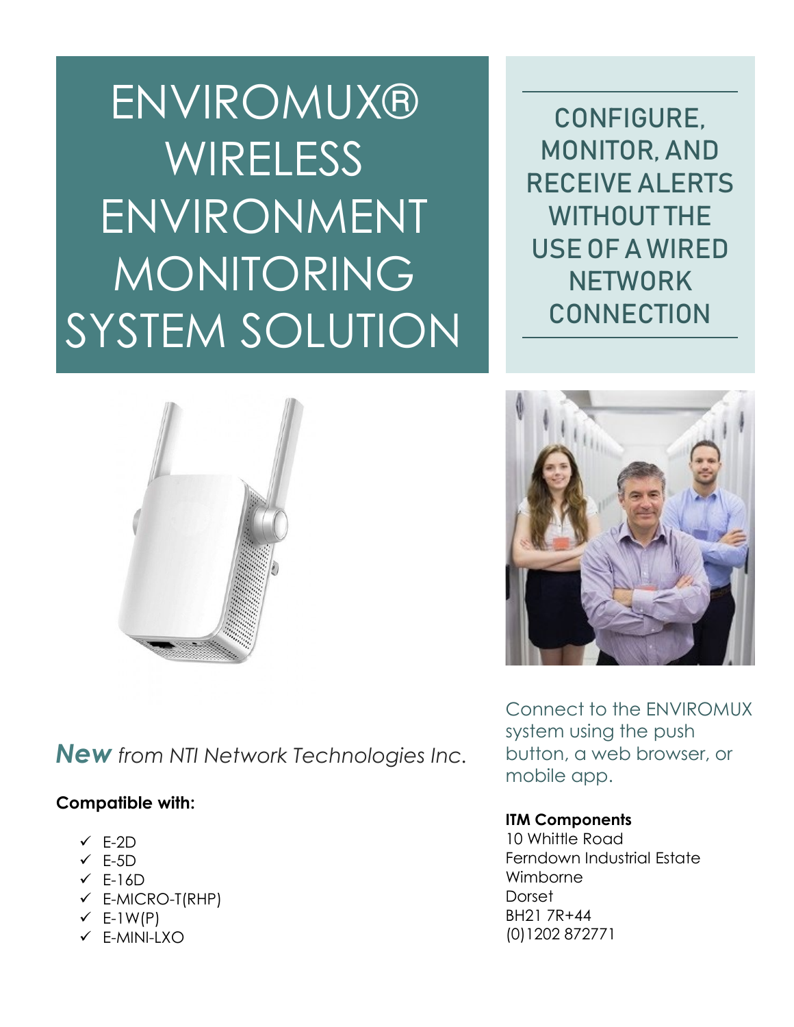# ENVIROMUX® WIRELESS ENVIRONMENT MONITORING SYSTEM SOLUTION

## CONFIGURE, MONITOR, AND RECEIVE ALERTS WITHOUT THE USE OF A WIRED NETWORK CONNECTION

***New*** *from NTI Network Technologies Inc.*

**Compatible with:**

- ✓ E-2D
- ✓ E-5D
- ✓ E-16D
- ✓ E-MICRO-T(RHP)
- ✓ E-1W(P)
- ✓ E-MINI-LXO

Connect to the ENVIROMUX system using the push button, a web browser, or mobile app.

**ITM Components**
10 Whittle Road
Ferndown Industrial Estate
Wimborne
Dorset
BH21 7R+44
(0)1202 872771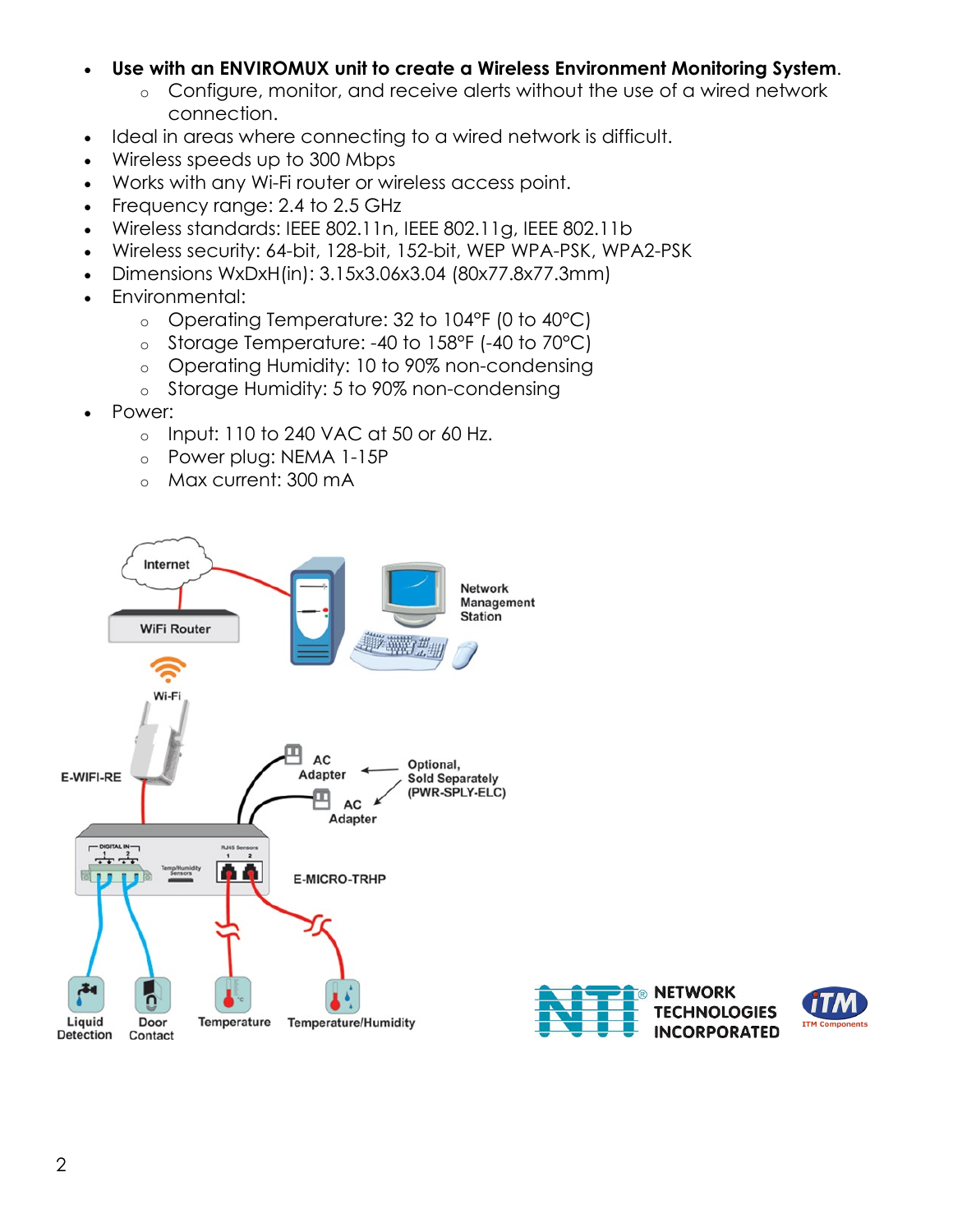- **Use with an ENVIROMUX unit to create a Wireless Environment Monitoring System**.
  - Configure, monitor, and receive alerts without the use of a wired network connection.
- Ideal in areas where connecting to a wired network is difficult.
- Wireless speeds up to 300 Mbps
- Works with any Wi-Fi router or wireless access point.
- Frequency range: 2.4 to 2.5 GHz
- Wireless standards: IEEE 802.11n, IEEE 802.11g, IEEE 802.11b
- Wireless security: 64-bit, 128-bit, 152-bit, WEP WPA-PSK, WPA2-PSK
- Dimensions WxDxH(in): 3.15x3.06x3.04 (80x77.8x77.3mm)
- Environmental:
  - Operating Temperature: 32 to 104°F (0 to 40°C)
  - Storage Temperature: -40 to 158°F (-40 to 70°C)
  - Operating Humidity: 10 to 90% non-condensing
  - Storage Humidity: 5 to 90% non-condensing
- Power:
  - Input: 110 to 240 VAC at 50 or 60 Hz.
  - Power plug: NEMA 1-15P
  - Max current: 300 mA

Internet
WiFi Router
Network Management Station
Wi-Fi
E-WIFI-RE
AC Adapter
AC Adapter
Optional, Sold Separately (PWR-SPLY-ELC)
DIGITAL IN
Temp/Humidity Sensors
RJ45 Sensors
E-MICRO-TRHP
Liquid Detection
Door Contact
Temperature
Temperature/Humidity

NETWORK TECHNOLOGIES INCORPORATED
ITM Components